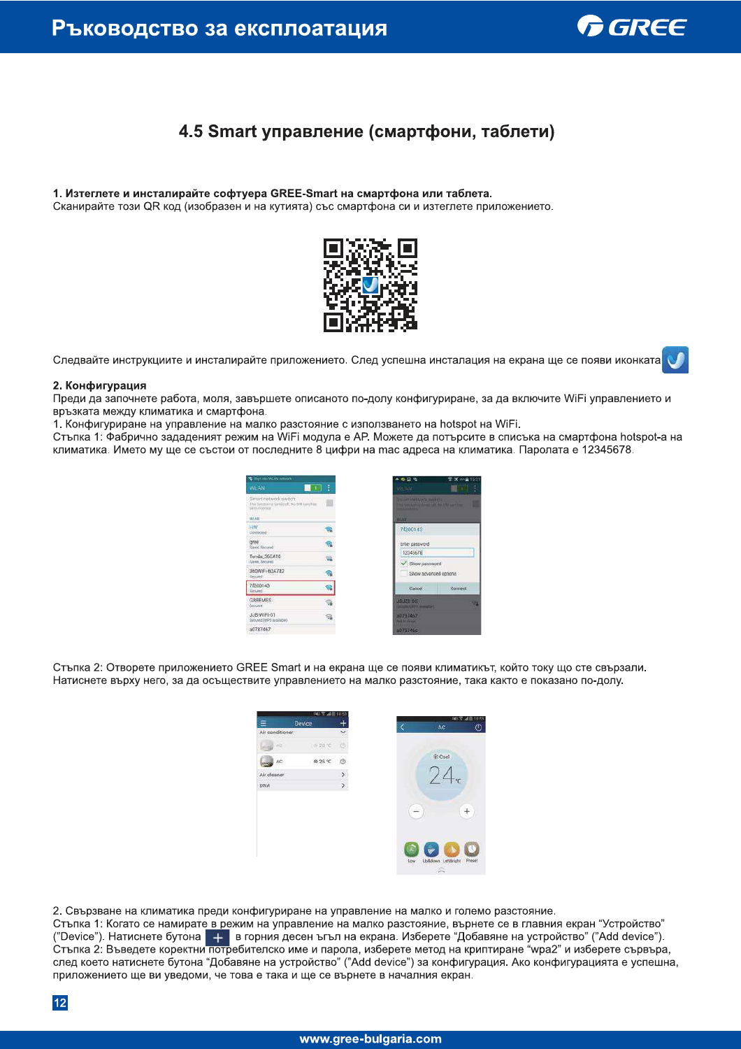## 4.5 Smart управление (смартфони, таблети)

**1. Изтеглете и инсталирайте софтуера GREE-Smart на смартфона или таблета.**
Сканирайте този QR код (изобразен и на кутията) със смартфона си и изтеглете приложението.

Следвайте инструкциите и инсталирайте приложението. След успешна инсталация на екрана ще се появи иконката

**2. Конфигурация**
Преди да започнете работа, моля, завършете описаното по-долу конфигуриране, за да включите WiFi управлението и връзката между климатика и смартфона.
1. Конфигуриране на управление на малко разстояние с използването на hotspot на WiFi.
Стъпка 1: Фабрично зададеният режим на WiFi модула е AP. Можете да потърсите в списъка на смартфона hotspot-а на климатика. Името му ще се състои от последните 8 цифри на mac адреса на климатика. Паролата е 12345678.

Стъпка 2: Отворете приложението GREE Smart и на екрана ще се появи климатикът, който току що сте свързали. Натиснете върху него, за да осъществите управлението на малко разстояние, така както е показано по-долу.

2. Свързване на климатика преди конфигуриране на управление на малко и голямо разстояние.
Стъпка 1: Когато се намирате в режим на управление на малко разстояние, върнете се в главния екран "Устройство" ("Device"). Натиснете бутона + в горния десен ъгъл на екрана. Изберете "Добавяне на устройство" ("Add device").
Стъпка 2: Въведете коректни потребителско име и парола, изберете метод на криптиране "wpa2" и изберете сървъра, след което натиснете бутона "Добавяне на устройство" ("Add device") за конфигурация. Ако конфигурацията е успешна, приложението ще ви уведоми, че това е така и ще се върнете в началния екран.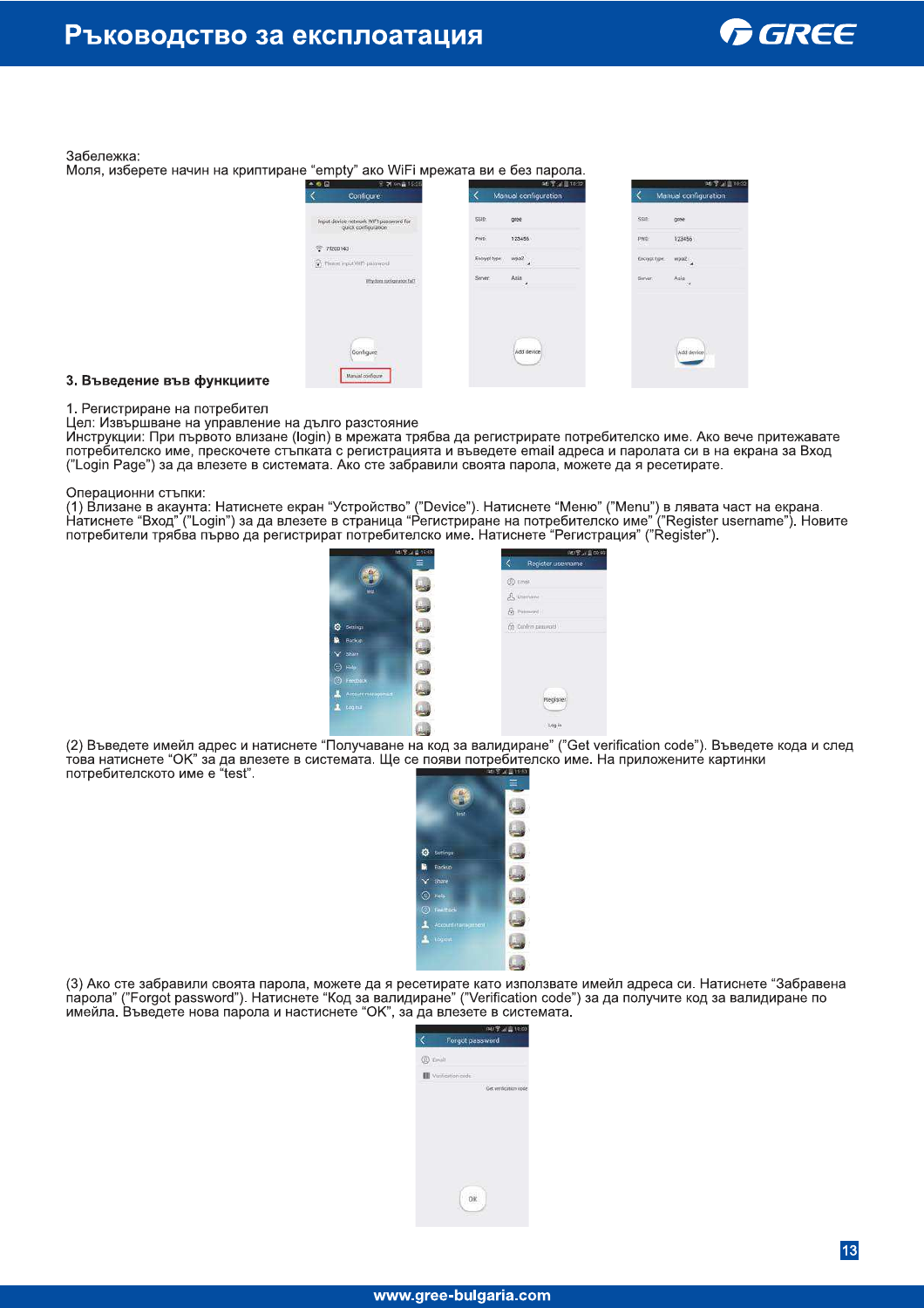Забележка:
Моля, изберете начин на криптиране “empty” ако WiFi мрежата ви е без парола.

### 3. Въведение във функциите

1. Регистриране на потребител
Цел: Извършване на управление на дълго разстояние
Инструкции: При първото влизане (login) в мрежата трябва да регистрирате потребителско име. Ако вече притежавате потребителско име, прескочете стъпката с регистрацията и въведете email адреса и паролата си в на екрана за Вход ("Login Page") за да влезете в системата. Ако сте забравили своята парола, можете да я ресетирате.

Операционни стъпки:
(1) Влизане в акаунта: Натиснете екран “Устройство” ("Device"). Натиснете “Меню” ("Menu") в лявата част на екрана. Натиснете “Вход” ("Login") за да влезете в страница “Регистриране на потребителско име” ("Register username"). Новите потребители трябва първо да регистрират потребителско име. Натиснете “Регистрация” ("Register").

(2) Въведете имейл адрес и натиснете “Получаване на код за валидиране” ("Get verification code"). Въведете кода и след това натиснете “OK” за да влезете в системата. Ще се появи потребителско име. На приложените картинки потребителското име е “test”.

(3) Ако сте забравили своята парола, можете да я ресетирате като използвате имейл адреса си. Натиснете “Забравена парола” ("Forgot password"). Натиснете “Код за валидиране” ("Verification code") за да получите код за валидиране по имейла. Въведете нова парола и настиснете “OK”, за да влезете в системата.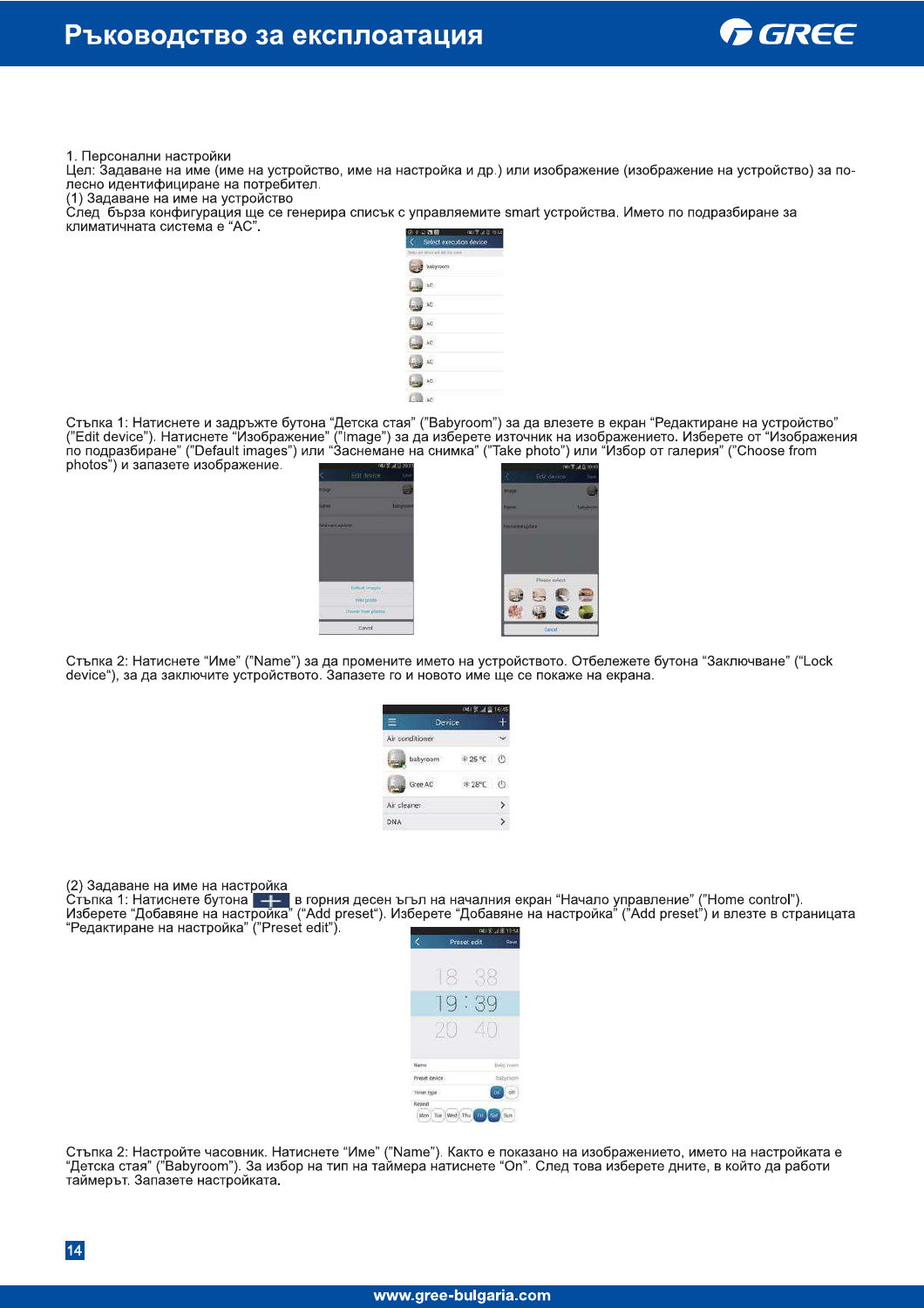1. Персонални настройки

Цел: Задаване на име (име на устройство, име на настройка и др.) или изображение (изображение на устройство) за по-лесно идентифициране на потребител.

(1) Задаване на име на устройство

След бърза конфигурация ще се генерира списък с управляемите smart устройства. Името по подразбиране за климатичната система е "AC".

Стъпка 1: Натиснете и задръжте бутона "Детска стая" ("Babyroom") за да влезете в екран "Редактиране на устройство" ("Edit device"). Натиснете "Изображение" ("Image") за да изберете източник на изображението. Изберете от "Изображения по подразбиране" ("Default images") или "Заснемане на снимка" ("Take photo") или "Избор от галерия" ("Choose from photos") и запазете изображение.

Стъпка 2: Натиснете "Име" ("Name") за да промените името на устройството. Отбележете бутона "Заключване" ("Lock device"), за да заключите устройството. Запазете го и новото име ще се покаже на екрана.

(2) Задаване на име на настройка

Стъпка 1: Натиснете бутона + в горния десен ъгъл на началния екран "Начало управление" ("Home control"). Изберете "Добавяне на настройка" ("Add preset"). Изберете "Добавяне на настройка" ("Add preset") и влезте в страницата "Редактиране на настройка" ("Preset edit").

Стъпка 2: Настройте часовник. Натиснете "Име" ("Name"). Както е показано на изображението, името на настройката е "Детска стая" ("Babyroom"). За избор на тип на таймера натиснете "On". След това изберете дните, в който да работи таймерът. Запазете настройката.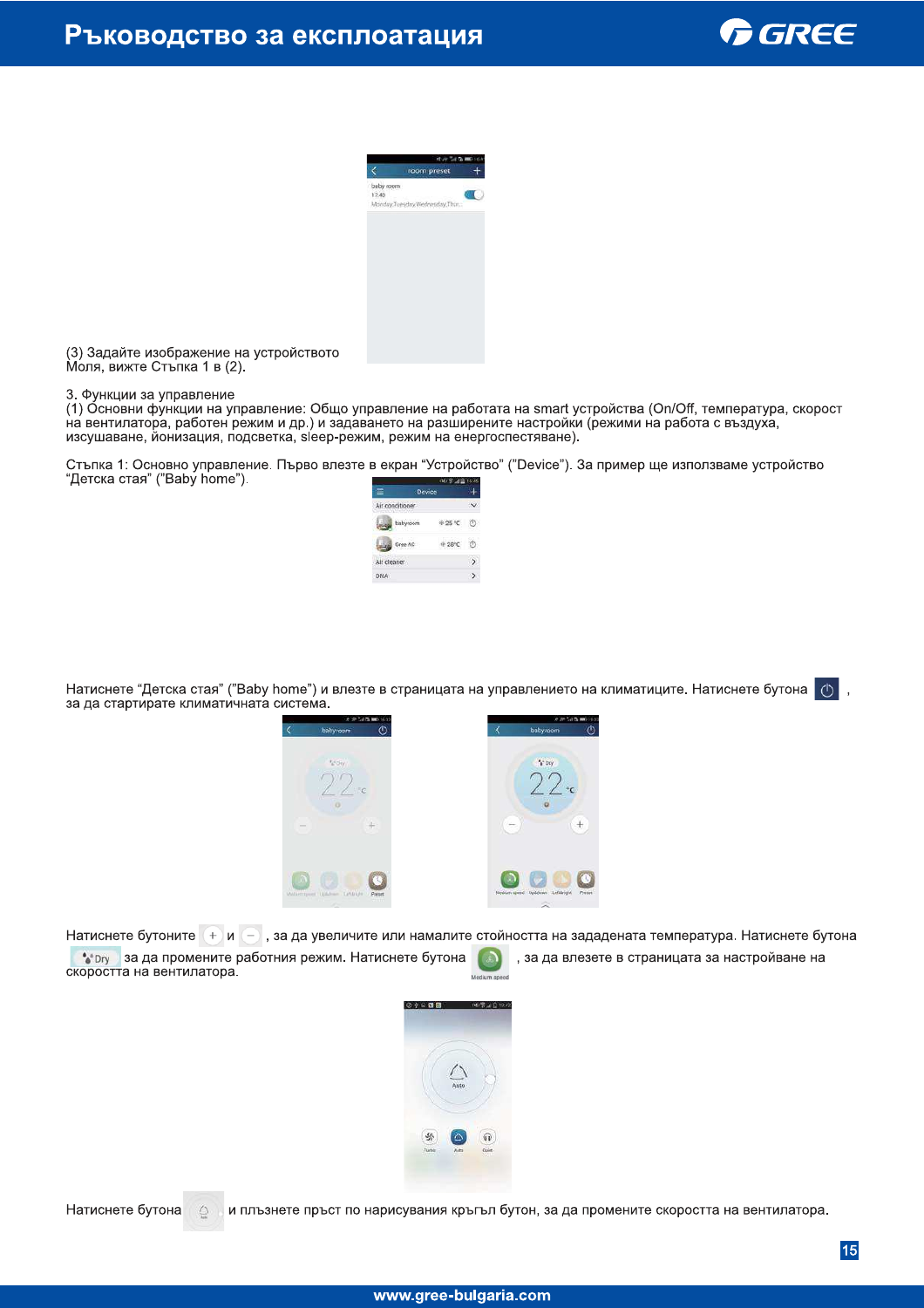(3) Задайте изображение на устройството
Моля, вижте Стъпка 1 в (2).

3. Функции за управление
(1) Основни функции на управление: Общо управление на работата на smart устройства (On/Off, температура, скорост на вентилатора, работен режим и др.) и задаването на разширените настройки (режими на работа с въздуха, изсушаване, йонизация, подсветка, sleep-режим, режим на енергоспестяване).

Стъпка 1: Основно управление. Първо влезте в екран "Устройство" ("Device"). За пример ще използваме устройство "Детска стая" ("Baby home").

Натиснете "Детска стая" ("Baby home") и влезте в страницата на управлението на климатиците. Натиснете бутона , за да стартирате климатичната система.

Натиснете бутоните + и −, за да увеличите или намалите стойността на зададената температура. Натиснете бутона Dry за да промените работния режим. Натиснете бутона Medium speed, за да влезете в страницата за настройване на скоростта на вентилатора.

Натиснете бутона и плъзнете пръст по нарисувания кръгъл бутон, за да промените скоростта на вентилатора.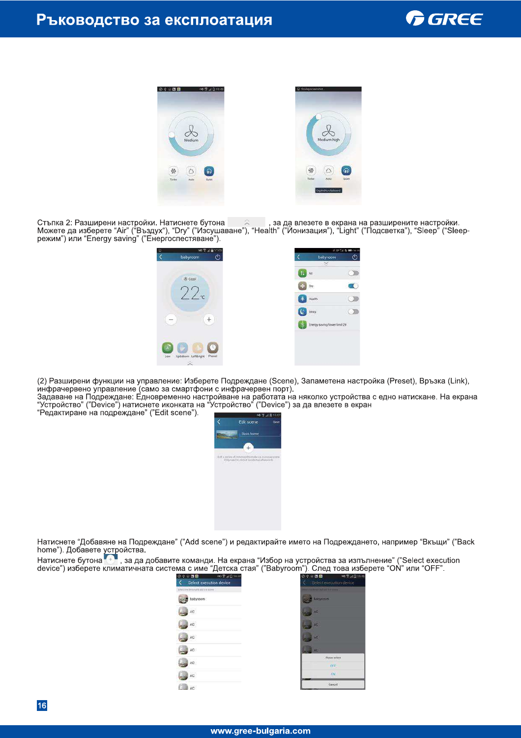Стъпка 2: Разширени настройки. Натиснете бутона , за да влезете в екрана на разширените настройки. Можете да изберете “Air” (“Въздух“), “Dry” (”Изсушаване”), “Health” (”Йонизация”), “Light” (”Подсветка”), “Sleep” (“Sleep-режим”) или “Energy saving” (”Енергоспестяване”).

(2) Разширени функции на управление: Изберете Подреждане (Scene), Запаметена настройка (Preset), Връзка (Link), инфрачервено управление (само за смартфони с инфрачервен порт).
Задаване на Подреждане: Едновременно настройване на работата на няколко устройства с едно натискане. На екрана “Устройство” (”Device”) натиснете иконката на “Устройство” (”Device”) за да влезете в екран “Редактиране на подреждане” (”Edit scene”).

Натиснете “Добавяне на Подреждане” (”Add scene”) и редактирайте името на Подреждането, например “Вкъщи” (”Back home”). Добавете устройства.
Натиснете бутона , за да добавите команди. На екрана “Избор на устройства за изпълнение” (”Select execution device”) изберете климатичната система с име “Детска стая” (”Babyroom”). След това изберете “ON” или “OFF”.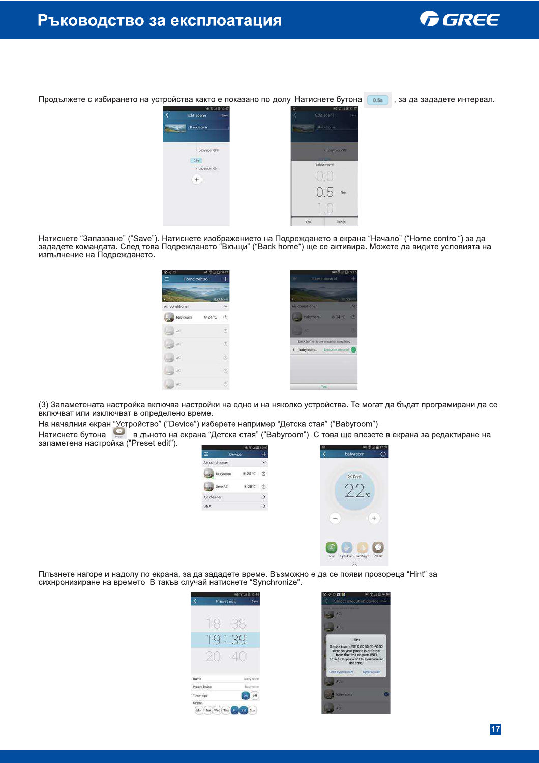Продължете с избирането на устройства както е показано по-долу. Натиснете бутона 0.5s , за да зададете интервал.

Натиснете "Запазване" ("Save"). Натиснете изображението на Подреждането в екрана "Начало" ("Home control") за да зададете командата. След това Подреждането "Вкъщи" ("Back home") ще се активира. Можете да видите условията на изпълнение на Подреждането.

(3) Запаметената настройка включва настройки на едно и на няколко устройства. Те могат да бъдат програмирани да се включват или изключват в определено време.

На началния екран "Устройство" ("Device") изберете например "Детска стая" ("Babyroom").

Натиснете бутона в дъното на екрана "Детска стая" ("Babyroom"). С това ще влезете в екрана за редактиране на запаметена настройка ("Preset edit").

Плъзнете нагоре и надолу по екрана, за да зададете време. Възможно е да се появи прозореца "Hint" за сихнронизиране на времето. В такъв случай натиснете "Synchronize".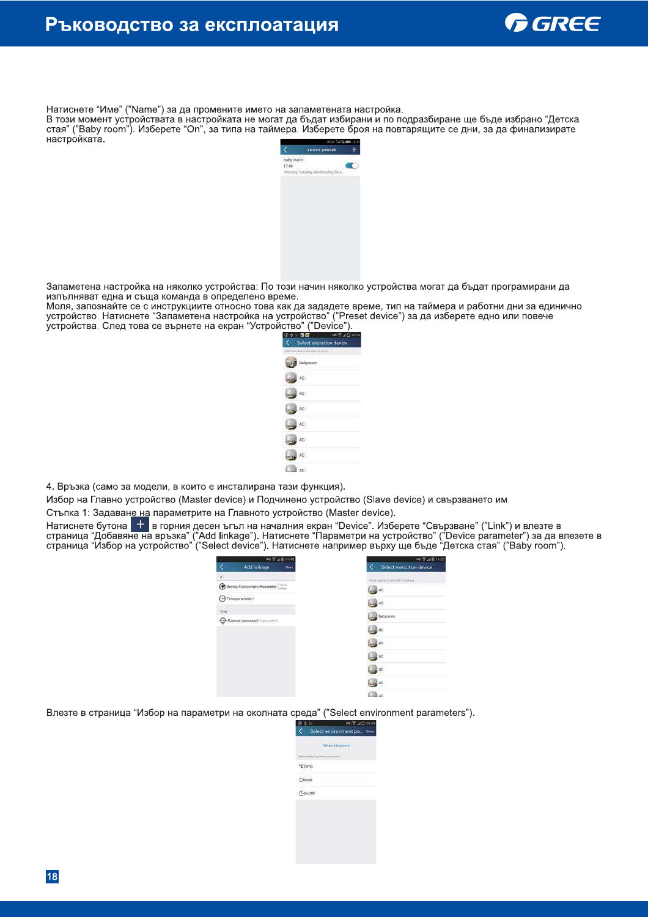Натиснете "Име" ("Name") за да промените името на запаметената настройка.
В този момент устройствата в настройката не могат да бъдат избирани и по подразбиране ще бъде избрано "Детска стая" ("Baby room"). Изберете "On", за типа на таймера. Изберете броя на повтарящите се дни, за да финализирате настройката.

Запаметена настройка на няколко устройства: По този начин няколко устройства могат да бъдат програмирани да изпълняват една и съща команда в определено време.
Моля, запознайте се с инструкциите относно това как да зададете време, тип на таймера и работни дни за единично устройство. Натиснете "Запаметена настройка на устройство" ("Preset device") за да изберете едно или повече устройства. След това се върнете на екран "Устройство" ("Device").

4. Връзка (само за модели, в които е инсталирана тази функция).

Избор на Главно устройство (Master device) и Подчинено устройство (Slave device) и свързването им.

Стъпка 1: Задаване на параметрите на Главното устройство (Master device).

Натиснете бутона + в горния десен ъгъл на началния екран "Device". Изберете "Свързване" ("Link") и влезте в страница "Добавяне на връзка" ("Add linkage"). Натиснете "Параметри на устройство" ("Device parameter") за да влезете в страница "Избор на устройство" ("Select device"). Натиснете например върху ще бъде "Детска стая" ("Baby room").

Влезте в страница "Избор на параметри на околната среда" ("Select environment parameters").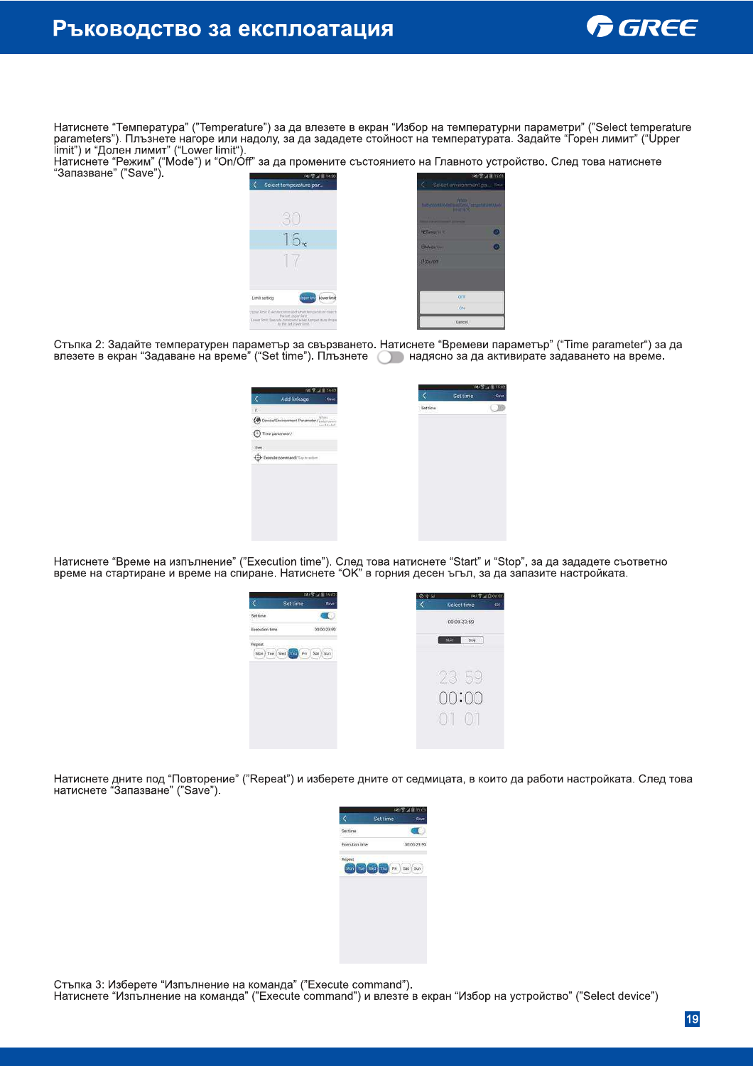Натиснете "Температура" ("Temperature") за да влезете в екран "Избор на температурни параметри" ("Select temperature parameters"). Плъзнете нагоре или надолу, за да зададете стойност на температурата. Задайте "Горен лимит" ("Upper limit") и "Долен лимит" ("Lower limit").
Натиснете "Режим" ("Mode") и "On/Off" за да промените състоянието на Главното устройство. След това натиснете "Запазване" ("Save").

Стъпка 2: Задайте температурен параметър за свързването. Натиснете "Времеви параметър" ("Time parameter") за да влезете в екран "Задаване на време" ("Set time"). Плъзнете надясно за да активирате задаването на време.

Натиснете "Време на изпълнение" ("Execution time"). След това натиснете "Start" и "Stop", за да зададете съответно време на стартиране и време на спиране. Натиснете "OK" в горния десен ъгъл, за да запазите настройката.

Натиснете дните под "Повторение" ("Repeat") и изберете дните от седмицата, в които да работи настройката. След това натиснете "Запазване" ("Save").

Стъпка 3: Изберете "Изпълнение на команда" ("Execute command").
Натиснете "Изпълнение на команда" ("Execute command") и влезте в екран "Избор на устройство" ("Select device")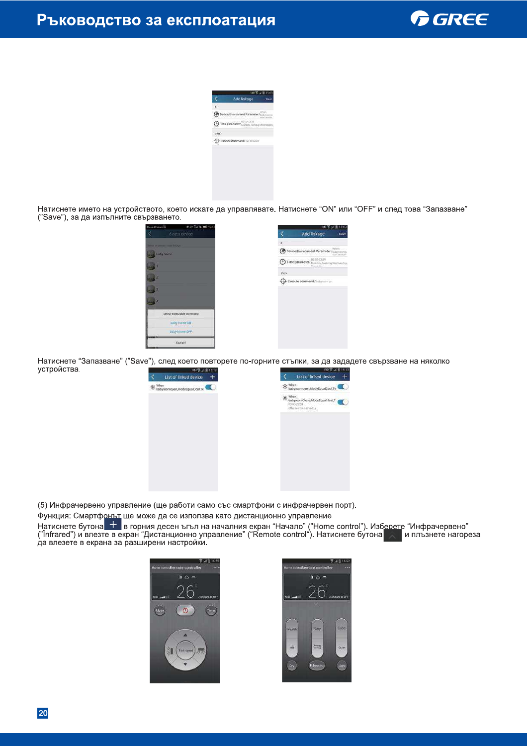Натиснете името на устройството, което искате да управлявате. Натиснете “ON” или “OFF” и след това “Запазване” (“Save”), за да изпълните свързването.

Натиснете “Запазване” (“Save”), след което повторете по-горните стъпки, за да зададете свързване на няколко устройства.

(5) Инфрачервено управление (ще работи само със смартфони с инфрачервен порт).

Функция: Смартфонът ще може да се използва като дистанционно управление.

Натиснете бутона + в горния десен ъгъл на началния екран “Начало” (“Home control”). Изберете “Инфрачервено” (“Infrared”) и влезте в екран “Дистанционно управление” (“Remote control“). Натиснете бутона и плъзнете нагореза да влезете в екрана за разширени настройки.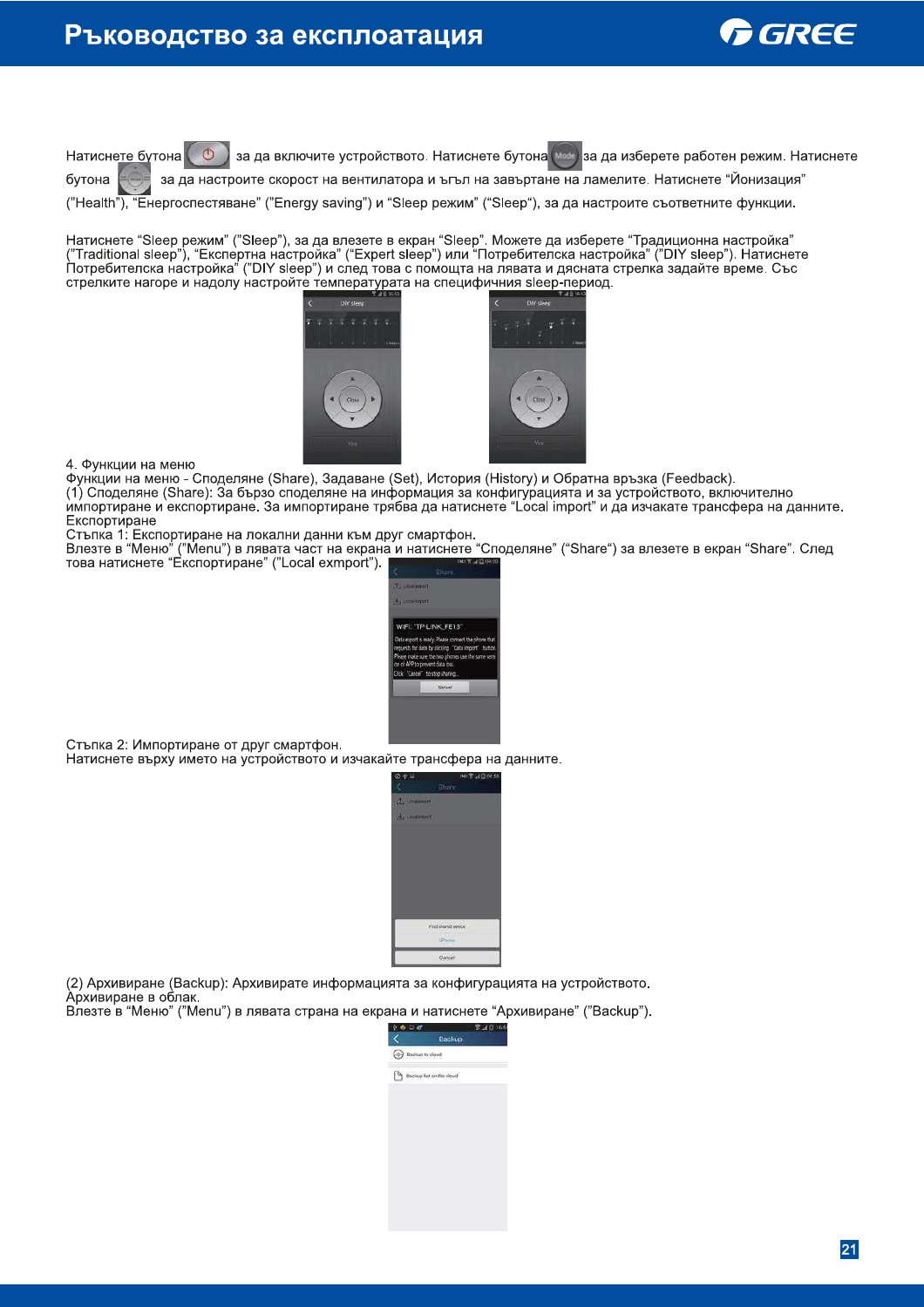Натиснете бутона  за да включите устройството. Натиснете бутона  за да изберете работен режим. Натиснете бутона  за да настроите скорост на вентилатора и ъгъл на завъртане на ламелите. Натиснете "Йонизация" ("Health"), "Енергоспестяване" ("Energy saving") и "Sleep режим" ("Sleep"), за да настроите съответните функции.

Натиснете "Sleep режим" ("Sleep"), за да влезете в екран "Sleep". Можете да изберете "Традиционна настройка" ("Traditional sleep"), "Експертна настройка" ("Expert sleep") или "Потребителска настройка" ("DIY sleep"). Натиснете Потребителска настройка" ("DIY sleep") и след това с помощта на лявата и дясната стрелка задайте време. Със стрелките нагоре и надолу настройте температурата на специфичния sleep-период.

4. Функции на меню

Функции на меню - Споделяне (Share), Задаване (Set), История (History) и Обратна връзка (Feedback).

(1) Споделяне (Share): За бързо споделяне на информация за конфигурацията и за устройството, включително импортиране и експортиране. За импортиране трябва да натиснете "Local import" и да изчакате трансфера на данните.

Експортиране

Стъпка 1: Експортиране на локални данни към друг смартфон.

Влезте в "Меню" ("Menu") в лявата част на екрана и натиснете "Споделяне" ("Share") за да влезете в екран "Share". След това натиснете "Експортиране" ("Local exmport").

Стъпка 2: Импортиране от друг смартфон.

Натиснете върху името на устройството и изчакайте трансфера на данните.

(2) Архивиране (Backup): Архивирате информацията за конфигурацията на устройството.

Архивиране в облак.

Влезте в "Меню" ("Menu") в лявата страна на екрана и натиснете "Архивиране" ("Backup").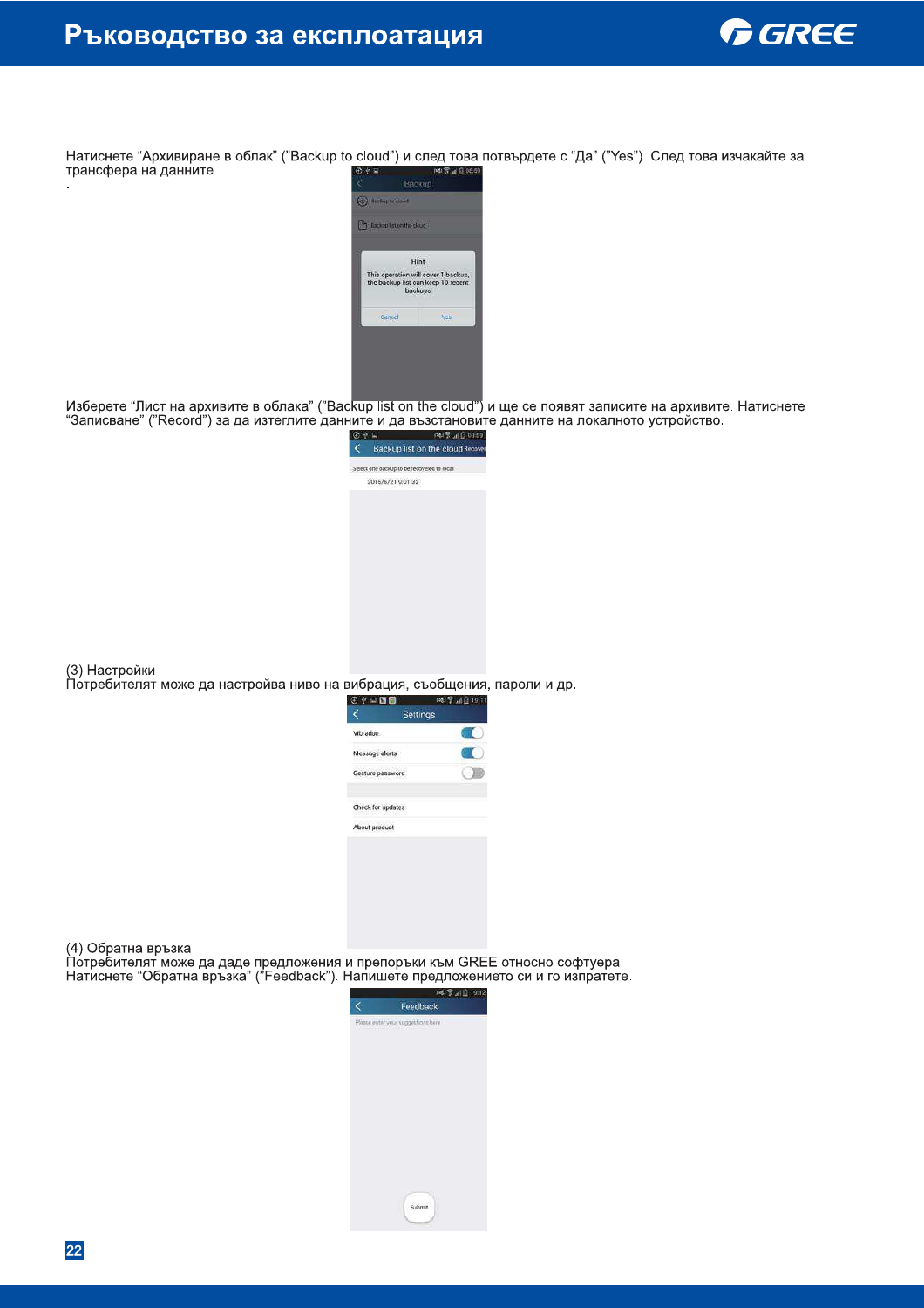Натиснете “Архивиране в облак” (”Backup to cloud”) и след това потвърдете с “Да” (”Yes”). След това изчакайте за трансфера на данните.

.

Изберете “Лист на архивите в облака” (”Backup list on the cloud”) и ще се появят записите на архивите. Натиснете “Записване” (”Record”) за да изтеглите данните и да възстановите данните на локалното устройство.

(3) Настройки

Потребителят може да настройва ниво на вибрация, съобщения, пароли и др.

(4) Обратна връзка

Потребителят може да даде предложения и препоръки към GREE относно софтуера.

Натиснете “Обратна връзка” (”Feedback”). Напишете предложението си и го изпратете.